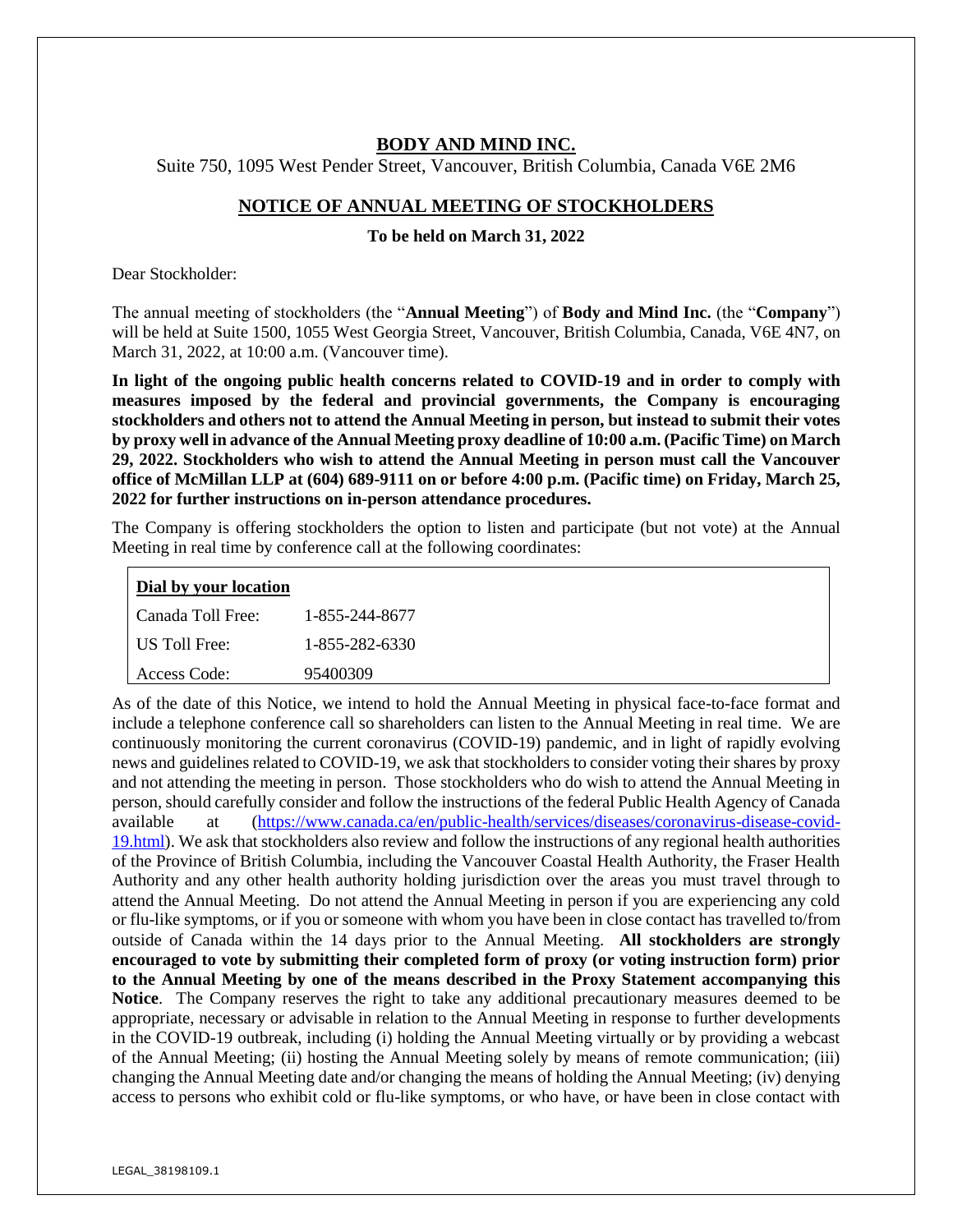# BODY AND MIND INC.

Suite 750, 1095 West Pender Street, Vancouver, British Columbia, Canada V6E 2M6

## NOTICE OF ANNUAL MEETING OF STOCKHOLDERS

**To be held on March 31, 2022**

Dear Stockholder:

The annual meeting of stockholders (the "**Annual Meeting**") of **Body and Mind Inc.** (the "**Company**") will be held at Suite 1500, 1055 West Georgia Street, Vancouver, British Columbia, Canada, V6E 4N7, on March 31, 2022, at 10:00 a.m. (Vancouver time).

**In light of the ongoing public health concerns related to COVID-19 and in order to comply with measures imposed by the federal and provincial governments, the Company is encouraging stockholders and others not to attend the Annual Meeting in person, but instead to submit their votes by proxy well in advance of the Annual Meeting proxy deadline of 10:00 a.m. (Pacific Time) on March 29, 2022. Stockholders who wish to attend the Annual Meeting in person must call the Vancouver office of McMillan LLP at (604) 689-9111 on or before 4:00 p.m. (Pacific time) on Friday, March 25, 2022 for further instructions on in-person attendance procedures.**

The Company is offering stockholders the option to listen and participate (but not vote) at the Annual Meeting in real time by conference call at the following coordinates:

| **Dial by your location** | |
|---|---|
| Canada Toll Free: | 1-855-244-8677 |
| US Toll Free: | 1-855-282-6330 |
| Access Code: | 95400309 |

As of the date of this Notice, we intend to hold the Annual Meeting in physical face-to-face format and include a telephone conference call so shareholders can listen to the Annual Meeting in real time. We are continuously monitoring the current coronavirus (COVID-19) pandemic, and in light of rapidly evolving news and guidelines related to COVID-19, we ask that stockholders to consider voting their shares by proxy and not attending the meeting in person. Those stockholders who do wish to attend the Annual Meeting in person, should carefully consider and follow the instructions of the federal Public Health Agency of Canada available at (https://www.canada.ca/en/public-health/services/diseases/coronavirus-disease-covid-19.html). We ask that stockholders also review and follow the instructions of any regional health authorities of the Province of British Columbia, including the Vancouver Coastal Health Authority, the Fraser Health Authority and any other health authority holding jurisdiction over the areas you must travel through to attend the Annual Meeting. Do not attend the Annual Meeting in person if you are experiencing any cold or flu-like symptoms, or if you or someone with whom you have been in close contact has travelled to/from outside of Canada within the 14 days prior to the Annual Meeting. **All stockholders are strongly encouraged to vote by submitting their completed form of proxy (or voting instruction form) prior to the Annual Meeting by one of the means described in the Proxy Statement accompanying this Notice**. The Company reserves the right to take any additional precautionary measures deemed to be appropriate, necessary or advisable in relation to the Annual Meeting in response to further developments in the COVID-19 outbreak, including (i) holding the Annual Meeting virtually or by providing a webcast of the Annual Meeting; (ii) hosting the Annual Meeting solely by means of remote communication; (iii) changing the Annual Meeting date and/or changing the means of holding the Annual Meeting; (iv) denying access to persons who exhibit cold or flu-like symptoms, or who have, or have been in close contact with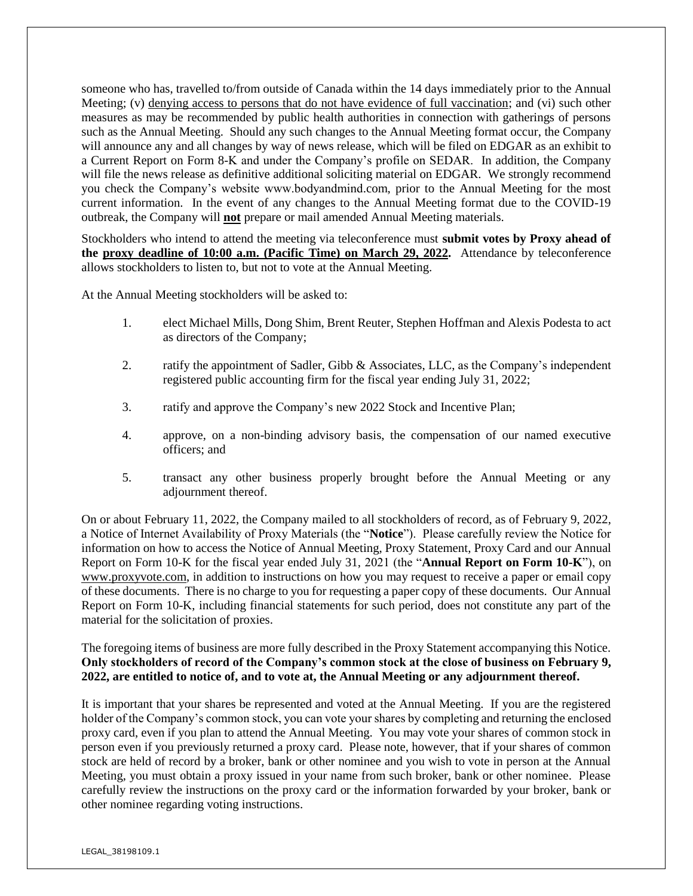someone who has, travelled to/from outside of Canada within the 14 days immediately prior to the Annual Meeting; (v) denying access to persons that do not have evidence of full vaccination; and (vi) such other measures as may be recommended by public health authorities in connection with gatherings of persons such as the Annual Meeting. Should any such changes to the Annual Meeting format occur, the Company will announce any and all changes by way of news release, which will be filed on EDGAR as an exhibit to a Current Report on Form 8-K and under the Company's profile on SEDAR. In addition, the Company will file the news release as definitive additional soliciting material on EDGAR. We strongly recommend you check the Company's website www.bodyandmind.com, prior to the Annual Meeting for the most current information. In the event of any changes to the Annual Meeting format due to the COVID-19 outbreak, the Company will **not** prepare or mail amended Annual Meeting materials.

Stockholders who intend to attend the meeting via teleconference must **submit votes by Proxy ahead of the proxy deadline of 10:00 a.m. (Pacific Time) on March 29, 2022.** Attendance by teleconference allows stockholders to listen to, but not to vote at the Annual Meeting.

At the Annual Meeting stockholders will be asked to:

1. elect Michael Mills, Dong Shim, Brent Reuter, Stephen Hoffman and Alexis Podesta to act as directors of the Company;
2. ratify the appointment of Sadler, Gibb & Associates, LLC, as the Company's independent registered public accounting firm for the fiscal year ending July 31, 2022;
3. ratify and approve the Company's new 2022 Stock and Incentive Plan;
4. approve, on a non-binding advisory basis, the compensation of our named executive officers; and
5. transact any other business properly brought before the Annual Meeting or any adjournment thereof.

On or about February 11, 2022, the Company mailed to all stockholders of record, as of February 9, 2022, a Notice of Internet Availability of Proxy Materials (the "**Notice**"). Please carefully review the Notice for information on how to access the Notice of Annual Meeting, Proxy Statement, Proxy Card and our Annual Report on Form 10-K for the fiscal year ended July 31, 2021 (the "**Annual Report on Form 10-K**"), on www.proxyvote.com, in addition to instructions on how you may request to receive a paper or email copy of these documents. There is no charge to you for requesting a paper copy of these documents. Our Annual Report on Form 10-K, including financial statements for such period, does not constitute any part of the material for the solicitation of proxies.

The foregoing items of business are more fully described in the Proxy Statement accompanying this Notice. **Only stockholders of record of the Company's common stock at the close of business on February 9, 2022, are entitled to notice of, and to vote at, the Annual Meeting or any adjournment thereof.**

It is important that your shares be represented and voted at the Annual Meeting. If you are the registered holder of the Company's common stock, you can vote your shares by completing and returning the enclosed proxy card, even if you plan to attend the Annual Meeting. You may vote your shares of common stock in person even if you previously returned a proxy card. Please note, however, that if your shares of common stock are held of record by a broker, bank or other nominee and you wish to vote in person at the Annual Meeting, you must obtain a proxy issued in your name from such broker, bank or other nominee. Please carefully review the instructions on the proxy card or the information forwarded by your broker, bank or other nominee regarding voting instructions.

LEGAL_38198109.1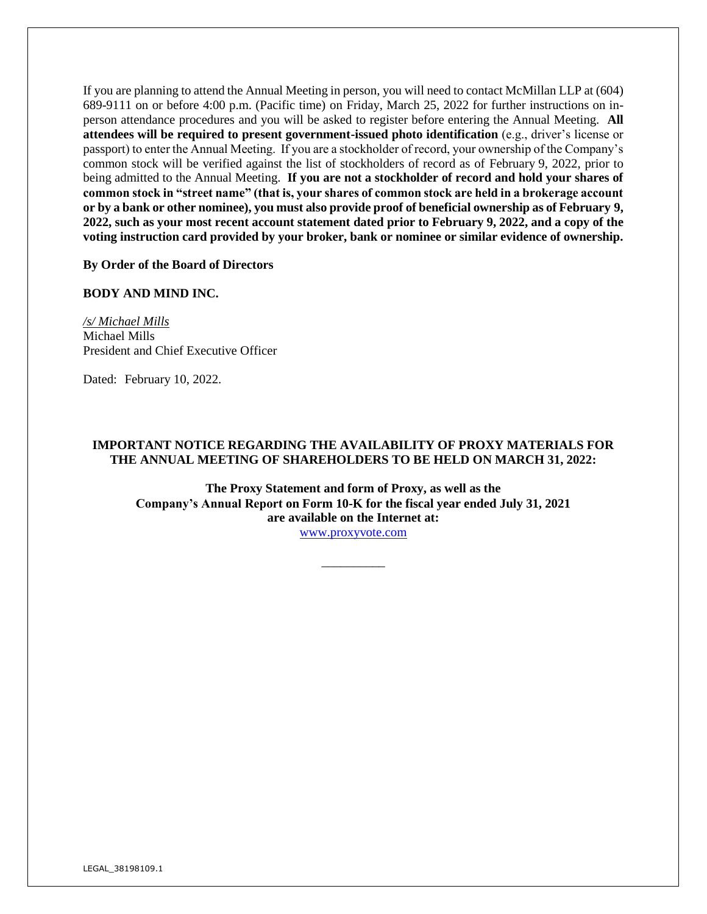If you are planning to attend the Annual Meeting in person, you will need to contact McMillan LLP at (604) 689-9111 on or before 4:00 p.m. (Pacific time) on Friday, March 25, 2022 for further instructions on in-person attendance procedures and you will be asked to register before entering the Annual Meeting. **All attendees will be required to present government-issued photo identification** (e.g., driver's license or passport) to enter the Annual Meeting. If you are a stockholder of record, your ownership of the Company's common stock will be verified against the list of stockholders of record as of February 9, 2022, prior to being admitted to the Annual Meeting. **If you are not a stockholder of record and hold your shares of common stock in "street name" (that is, your shares of common stock are held in a brokerage account or by a bank or other nominee), you must also provide proof of beneficial ownership as of February 9, 2022, such as your most recent account statement dated prior to February 9, 2022, and a copy of the voting instruction card provided by your broker, bank or nominee or similar evidence of ownership.**

**By Order of the Board of Directors**

**BODY AND MIND INC.**

*/s/ Michael Mills*
Michael Mills
President and Chief Executive Officer

Dated: February 10, 2022.

**IMPORTANT NOTICE REGARDING THE AVAILABILITY OF PROXY MATERIALS FOR THE ANNUAL MEETING OF SHAREHOLDERS TO BE HELD ON MARCH 31, 2022:**

**The Proxy Statement and form of Proxy, as well as the Company's Annual Report on Form 10-K for the fiscal year ended July 31, 2021 are available on the Internet at:**
www.proxyvote.com

__________

LEGAL_38198109.1